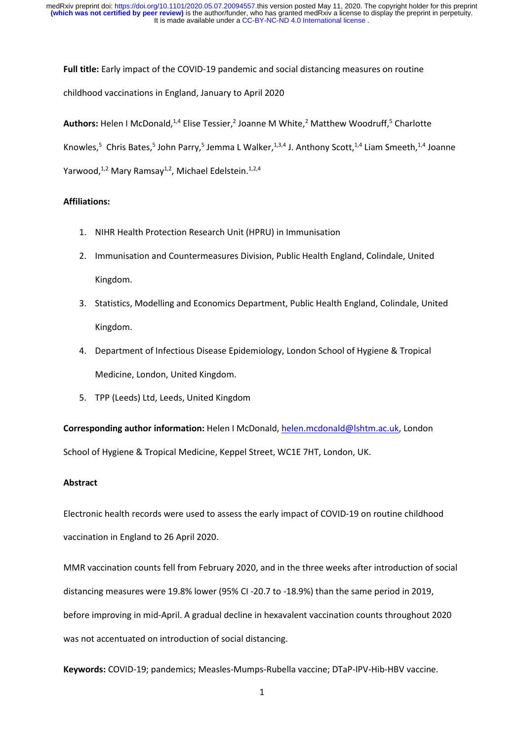**Full title:** Early impact of the COVID-19 pandemic and social distancing measures on routine childhood vaccinations in England, January to April 2020

**Authors:** Helen I McDonald,[1,4] Elise Tessier,[2] Joanne M White,[2] Matthew Woodruff,[5] Charlotte Knowles,[5] Chris Bates,[5] John Parry,[5] Jemma L Walker,[1,3,4] J. Anthony Scott,[1,4] Liam Smeeth,[1,4] Joanne Yarwood,[1,2] Mary Ramsay[1,2], Michael Edelstein.[1,2,4]

**Affiliations:**

1. NIHR Health Protection Research Unit (HPRU) in Immunisation
2. Immunisation and Countermeasures Division, Public Health England, Colindale, United Kingdom.
3. Statistics, Modelling and Economics Department, Public Health England, Colindale, United Kingdom.
4. Department of Infectious Disease Epidemiology, London School of Hygiene & Tropical Medicine, London, United Kingdom.
5. TPP (Leeds) Ltd, Leeds, United Kingdom

**Corresponding author information:** Helen I McDonald, helen.mcdonald@lshtm.ac.uk, London School of Hygiene & Tropical Medicine, Keppel Street, WC1E 7HT, London, UK.

**Abstract**

Electronic health records were used to assess the early impact of COVID-19 on routine childhood vaccination in England to 26 April 2020.

MMR vaccination counts fell from February 2020, and in the three weeks after introduction of social distancing measures were 19.8% lower (95% CI -20.7 to -18.9%) than the same period in 2019, before improving in mid-April. A gradual decline in hexavalent vaccination counts throughout 2020 was not accentuated on introduction of social distancing.

**Keywords:** COVID-19; pandemics; Measles-Mumps-Rubella vaccine; DTaP-IPV-Hib-HBV vaccine.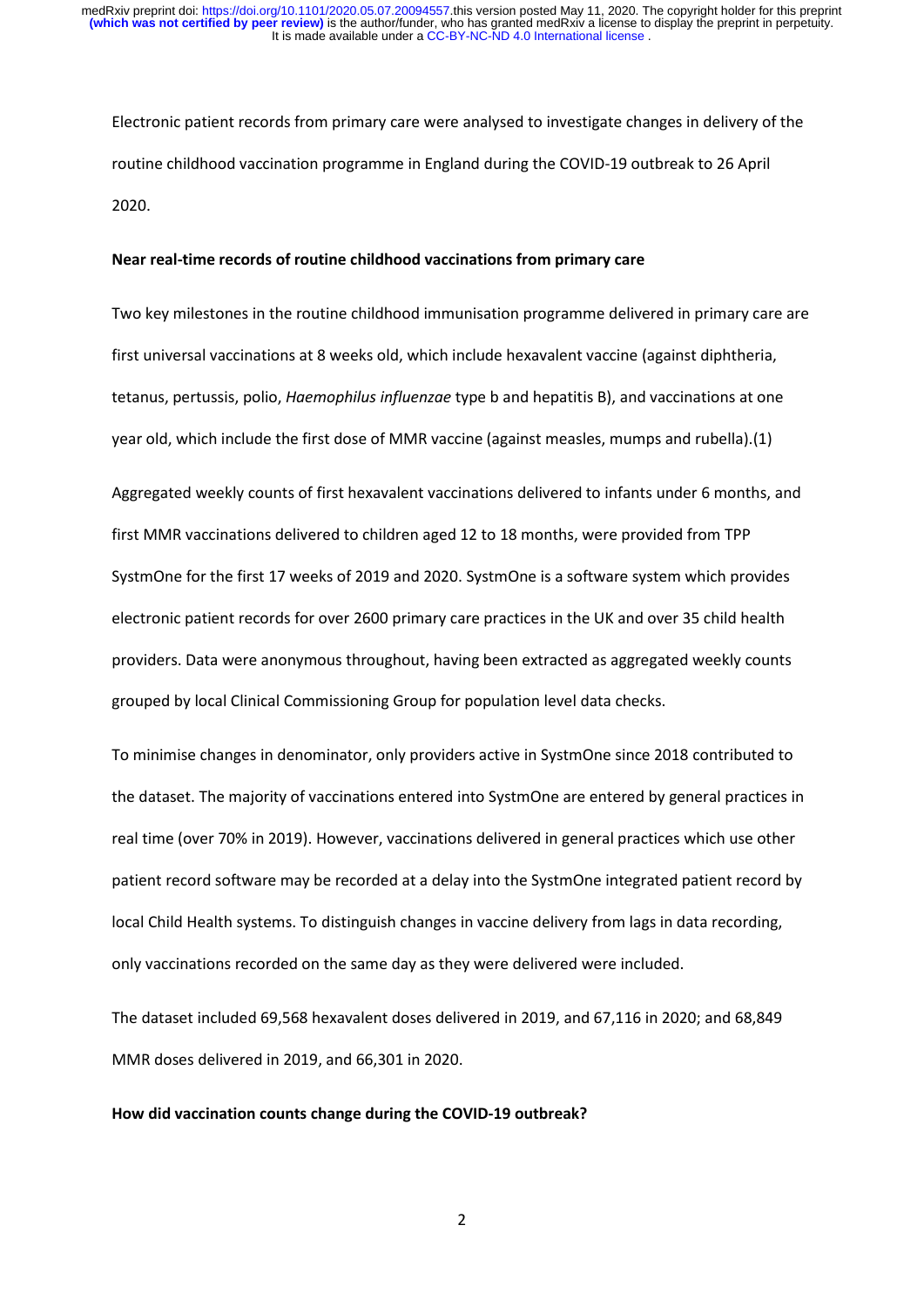Electronic patient records from primary care were analysed to investigate changes in delivery of the routine childhood vaccination programme in England during the COVID-19 outbreak to 26 April 2020.

**Near real-time records of routine childhood vaccinations from primary care**

Two key milestones in the routine childhood immunisation programme delivered in primary care are first universal vaccinations at 8 weeks old, which include hexavalent vaccine (against diphtheria, tetanus, pertussis, polio, *Haemophilus influenzae* type b and hepatitis B), and vaccinations at one year old, which include the first dose of MMR vaccine (against measles, mumps and rubella).(1)

Aggregated weekly counts of first hexavalent vaccinations delivered to infants under 6 months, and first MMR vaccinations delivered to children aged 12 to 18 months, were provided from TPP SystmOne for the first 17 weeks of 2019 and 2020. SystmOne is a software system which provides electronic patient records for over 2600 primary care practices in the UK and over 35 child health providers. Data were anonymous throughout, having been extracted as aggregated weekly counts grouped by local Clinical Commissioning Group for population level data checks.

To minimise changes in denominator, only providers active in SystmOne since 2018 contributed to the dataset. The majority of vaccinations entered into SystmOne are entered by general practices in real time (over 70% in 2019). However, vaccinations delivered in general practices which use other patient record software may be recorded at a delay into the SystmOne integrated patient record by local Child Health systems. To distinguish changes in vaccine delivery from lags in data recording, only vaccinations recorded on the same day as they were delivered were included.

The dataset included 69,568 hexavalent doses delivered in 2019, and 67,116 in 2020; and 68,849 MMR doses delivered in 2019, and 66,301 in 2020.

**How did vaccination counts change during the COVID-19 outbreak?**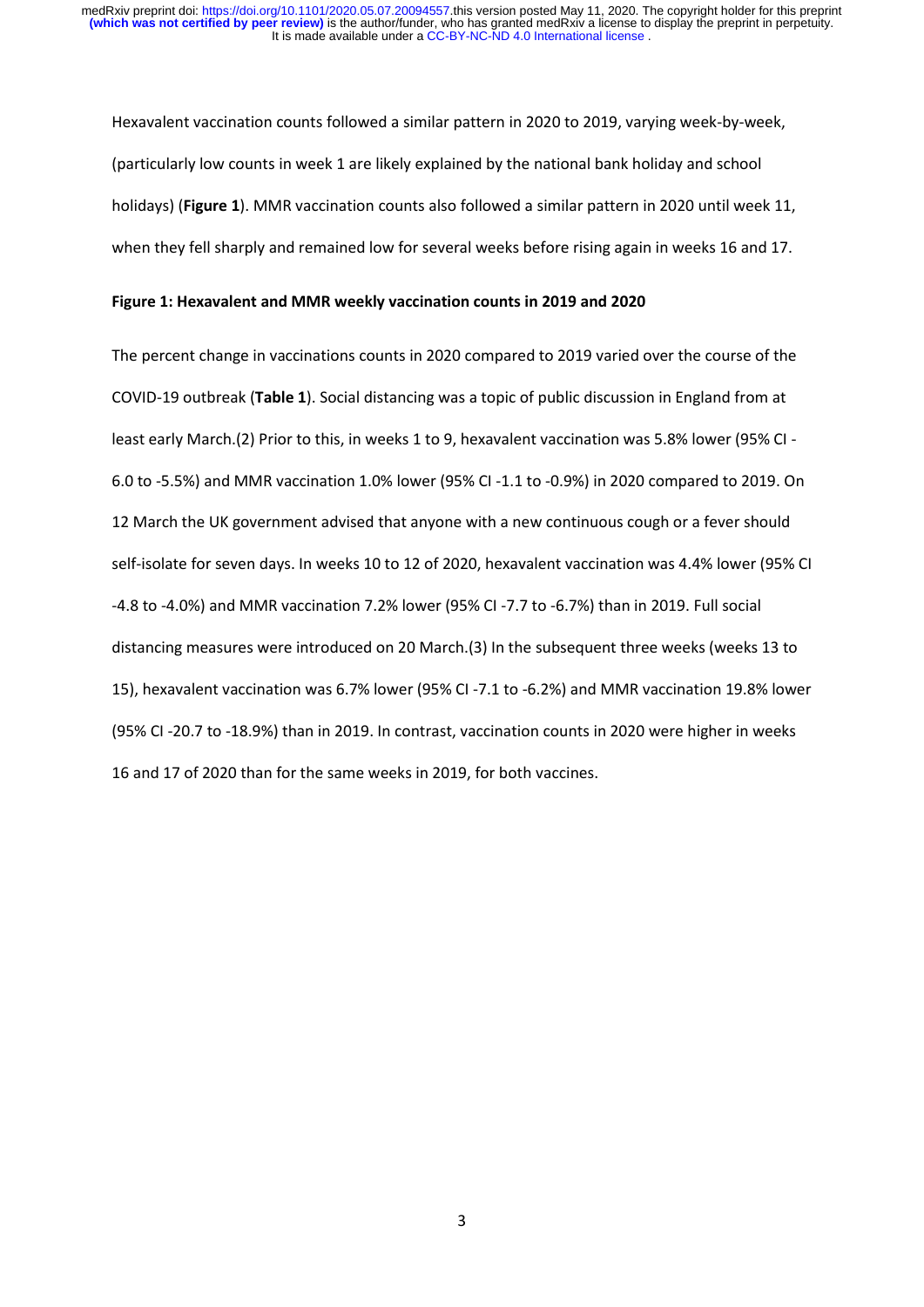Hexavalent vaccination counts followed a similar pattern in 2020 to 2019, varying week-by-week, (particularly low counts in week 1 are likely explained by the national bank holiday and school holidays) (**Figure 1**). MMR vaccination counts also followed a similar pattern in 2020 until week 11, when they fell sharply and remained low for several weeks before rising again in weeks 16 and 17.

**Figure 1: Hexavalent and MMR weekly vaccination counts in 2019 and 2020**

The percent change in vaccinations counts in 2020 compared to 2019 varied over the course of the COVID-19 outbreak (**Table 1**). Social distancing was a topic of public discussion in England from at least early March.(2) Prior to this, in weeks 1 to 9, hexavalent vaccination was 5.8% lower (95% CI -6.0 to -5.5%) and MMR vaccination 1.0% lower (95% CI -1.1 to -0.9%) in 2020 compared to 2019. On 12 March the UK government advised that anyone with a new continuous cough or a fever should self-isolate for seven days. In weeks 10 to 12 of 2020, hexavalent vaccination was 4.4% lower (95% CI -4.8 to -4.0%) and MMR vaccination 7.2% lower (95% CI -7.7 to -6.7%) than in 2019. Full social distancing measures were introduced on 20 March.(3) In the subsequent three weeks (weeks 13 to 15), hexavalent vaccination was 6.7% lower (95% CI -7.1 to -6.2%) and MMR vaccination 19.8% lower (95% CI -20.7 to -18.9%) than in 2019. In contrast, vaccination counts in 2020 were higher in weeks 16 and 17 of 2020 than for the same weeks in 2019, for both vaccines.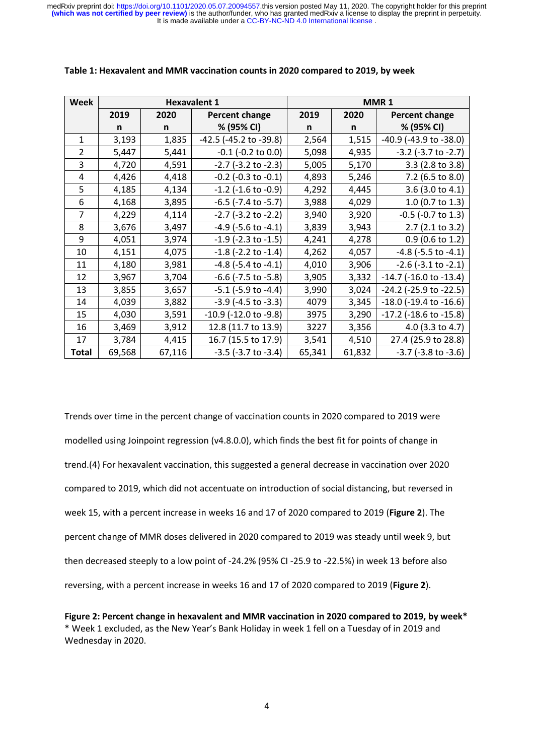**Table 1: Hexavalent and MMR vaccination counts in 2020 compared to 2019, by week**

| Week | Hexavalent 1 | | | MMR 1 | | |
|---|---|---|---|---|---|---|
| | 2019 n | 2020 n | Percent change % (95% CI) | 2019 n | 2020 n | Percent change % (95% CI) |
| 1 | 3,193 | 1,835 | -42.5 (-45.2 to -39.8) | 2,564 | 1,515 | -40.9 (-43.9 to -38.0) |
| 2 | 5,447 | 5,441 | -0.1 (-0.2 to 0.0) | 5,098 | 4,935 | -3.2 (-3.7 to -2.7) |
| 3 | 4,720 | 4,591 | -2.7 (-3.2 to -2.3) | 5,005 | 5,170 | 3.3 (2.8 to 3.8) |
| 4 | 4,426 | 4,418 | -0.2 (-0.3 to -0.1) | 4,893 | 5,246 | 7.2 (6.5 to 8.0) |
| 5 | 4,185 | 4,134 | -1.2 (-1.6 to -0.9) | 4,292 | 4,445 | 3.6 (3.0 to 4.1) |
| 6 | 4,168 | 3,895 | -6.5 (-7.4 to -5.7) | 3,988 | 4,029 | 1.0 (0.7 to 1.3) |
| 7 | 4,229 | 4,114 | -2.7 (-3.2 to -2.2) | 3,940 | 3,920 | -0.5 (-0.7 to 1.3) |
| 8 | 3,676 | 3,497 | -4.9 (-5.6 to -4.1) | 3,839 | 3,943 | 2.7 (2.1 to 3.2) |
| 9 | 4,051 | 3,974 | -1.9 (-2.3 to -1.5) | 4,241 | 4,278 | 0.9 (0.6 to 1.2) |
| 10 | 4,151 | 4,075 | -1.8 (-2.2 to -1.4) | 4,262 | 4,057 | -4.8 (-5.5 to -4.1) |
| 11 | 4,180 | 3,981 | -4.8 (-5.4 to -4.1) | 4,010 | 3,906 | -2.6 (-3.1 to -2.1) |
| 12 | 3,967 | 3,704 | -6.6 (-7.5 to -5.8) | 3,905 | 3,332 | -14.7 (-16.0 to -13.4) |
| 13 | 3,855 | 3,657 | -5.1 (-5.9 to -4.4) | 3,990 | 3,024 | -24.2 (-25.9 to -22.5) |
| 14 | 4,039 | 3,882 | -3.9 (-4.5 to -3.3) | 4079 | 3,345 | -18.0 (-19.4 to -16.6) |
| 15 | 4,030 | 3,591 | -10.9 (-12.0 to -9.8) | 3975 | 3,290 | -17.2 (-18.6 to -15.8) |
| 16 | 3,469 | 3,912 | 12.8 (11.7 to 13.9) | 3227 | 3,356 | 4.0 (3.3 to 4.7) |
| 17 | 3,784 | 4,415 | 16.7 (15.5 to 17.9) | 3,541 | 4,510 | 27.4 (25.9 to 28.8) |
| **Total** | 69,568 | 67,116 | -3.5 (-3.7 to -3.4) | 65,341 | 61,832 | -3.7 (-3.8 to -3.6) |

Trends over time in the percent change of vaccination counts in 2020 compared to 2019 were modelled using Joinpoint regression (v4.8.0.0), which finds the best fit for points of change in trend.(4) For hexavalent vaccination, this suggested a general decrease in vaccination over 2020 compared to 2019, which did not accentuate on introduction of social distancing, but reversed in week 15, with a percent increase in weeks 16 and 17 of 2020 compared to 2019 (**Figure 2**). The percent change of MMR doses delivered in 2020 compared to 2019 was steady until week 9, but then decreased steeply to a low point of -24.2% (95% CI -25.9 to -22.5%) in week 13 before also reversing, with a percent increase in weeks 16 and 17 of 2020 compared to 2019 (**Figure 2**).

**Figure 2: Percent change in hexavalent and MMR vaccination in 2020 compared to 2019, by week***
\* Week 1 excluded, as the New Year's Bank Holiday in week 1 fell on a Tuesday of in 2019 and Wednesday in 2020.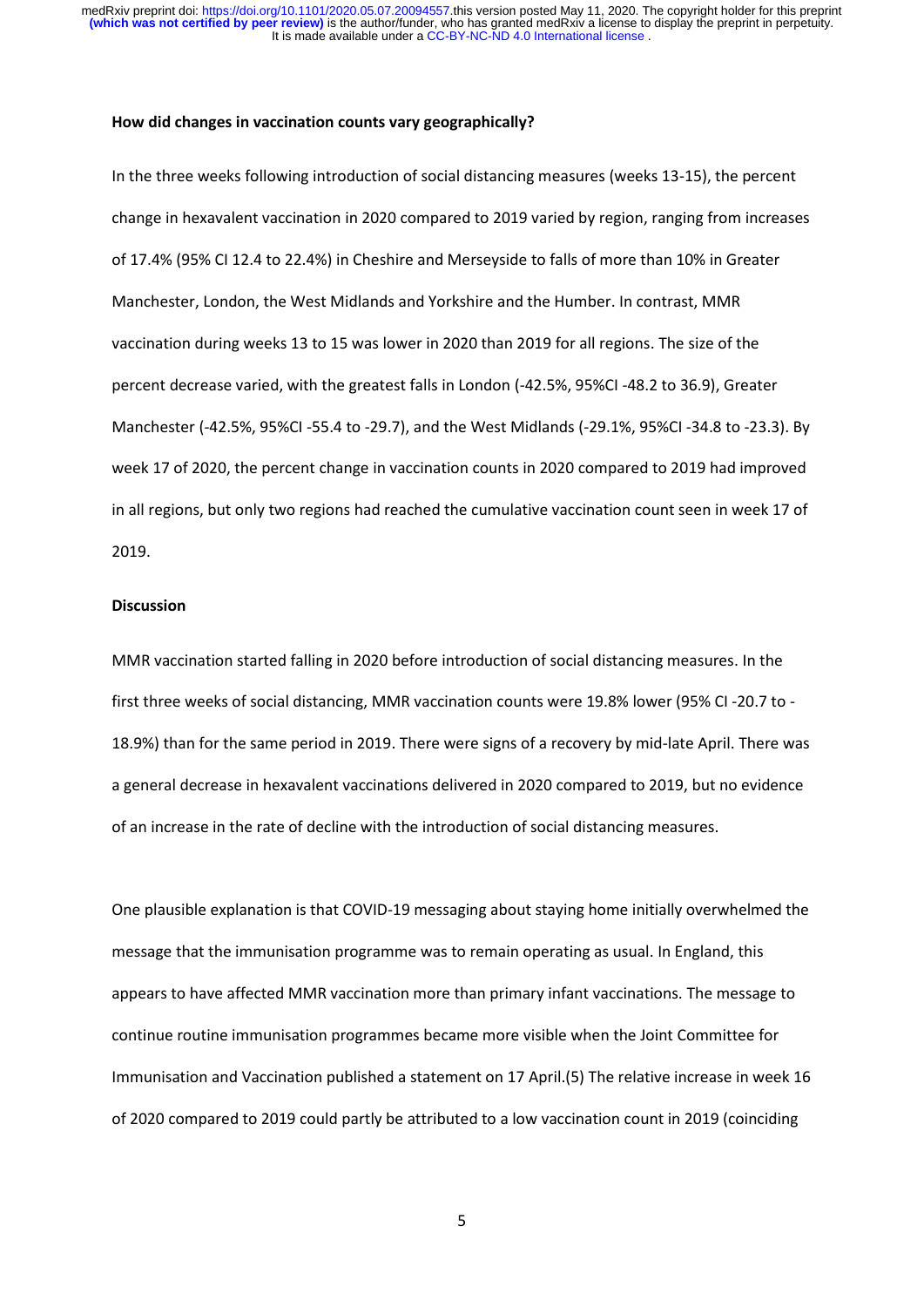**How did changes in vaccination counts vary geographically?**

In the three weeks following introduction of social distancing measures (weeks 13-15), the percent change in hexavalent vaccination in 2020 compared to 2019 varied by region, ranging from increases of 17.4% (95% CI 12.4 to 22.4%) in Cheshire and Merseyside to falls of more than 10% in Greater Manchester, London, the West Midlands and Yorkshire and the Humber. In contrast, MMR vaccination during weeks 13 to 15 was lower in 2020 than 2019 for all regions. The size of the percent decrease varied, with the greatest falls in London (-42.5%, 95%CI -48.2 to 36.9), Greater Manchester (-42.5%, 95%CI -55.4 to -29.7), and the West Midlands (-29.1%, 95%CI -34.8 to -23.3). By week 17 of 2020, the percent change in vaccination counts in 2020 compared to 2019 had improved in all regions, but only two regions had reached the cumulative vaccination count seen in week 17 of 2019.

**Discussion**

MMR vaccination started falling in 2020 before introduction of social distancing measures. In the first three weeks of social distancing, MMR vaccination counts were 19.8% lower (95% CI -20.7 to -18.9%) than for the same period in 2019. There were signs of a recovery by mid-late April. There was a general decrease in hexavalent vaccinations delivered in 2020 compared to 2019, but no evidence of an increase in the rate of decline with the introduction of social distancing measures.

One plausible explanation is that COVID-19 messaging about staying home initially overwhelmed the message that the immunisation programme was to remain operating as usual. In England, this appears to have affected MMR vaccination more than primary infant vaccinations. The message to continue routine immunisation programmes became more visible when the Joint Committee for Immunisation and Vaccination published a statement on 17 April.(5) The relative increase in week 16 of 2020 compared to 2019 could partly be attributed to a low vaccination count in 2019 (coinciding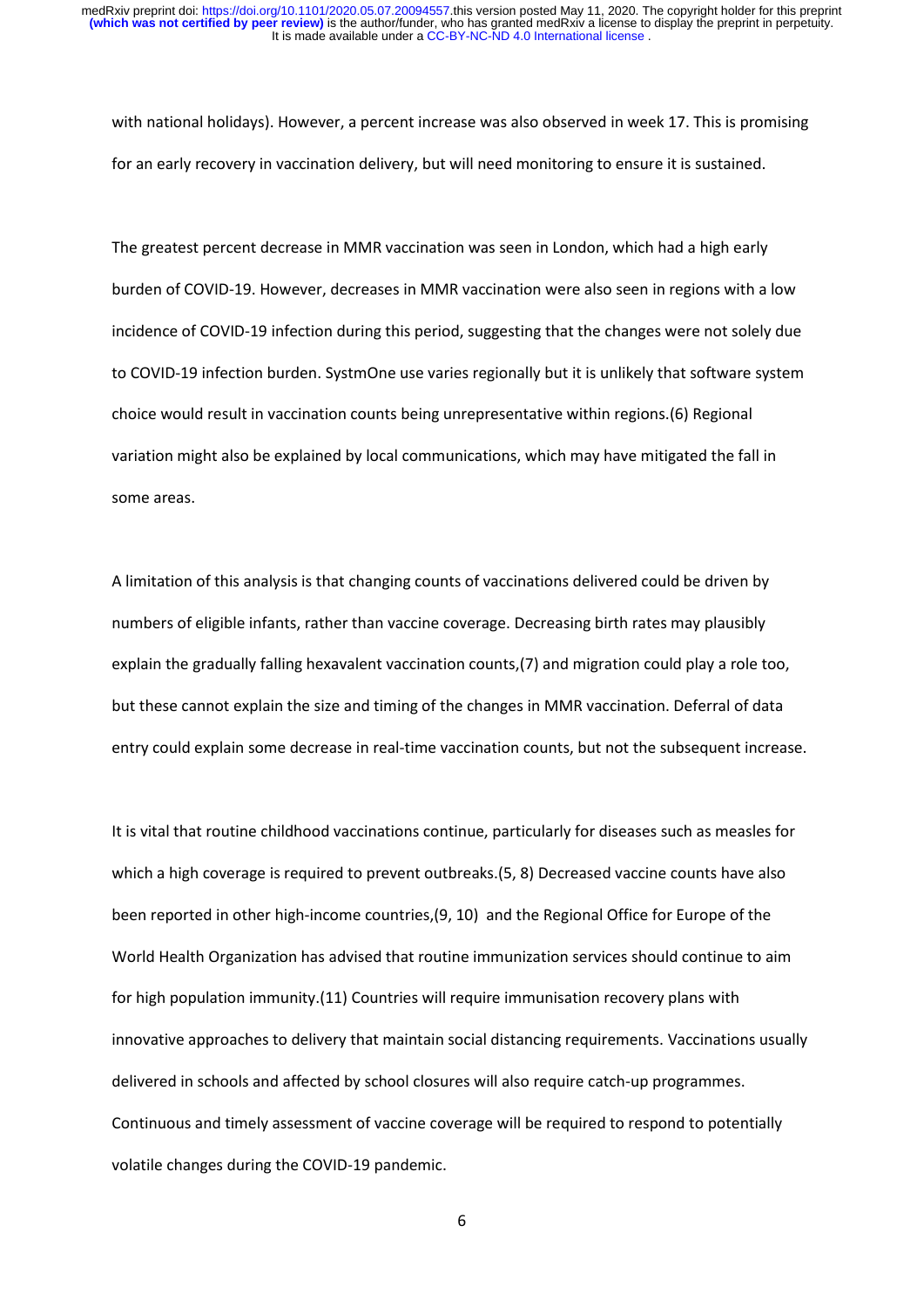with national holidays). However, a percent increase was also observed in week 17. This is promising for an early recovery in vaccination delivery, but will need monitoring to ensure it is sustained.

The greatest percent decrease in MMR vaccination was seen in London, which had a high early burden of COVID-19. However, decreases in MMR vaccination were also seen in regions with a low incidence of COVID-19 infection during this period, suggesting that the changes were not solely due to COVID-19 infection burden. SystmOne use varies regionally but it is unlikely that software system choice would result in vaccination counts being unrepresentative within regions.(6) Regional variation might also be explained by local communications, which may have mitigated the fall in some areas.

A limitation of this analysis is that changing counts of vaccinations delivered could be driven by numbers of eligible infants, rather than vaccine coverage. Decreasing birth rates may plausibly explain the gradually falling hexavalent vaccination counts,(7) and migration could play a role too, but these cannot explain the size and timing of the changes in MMR vaccination. Deferral of data entry could explain some decrease in real-time vaccination counts, but not the subsequent increase.

It is vital that routine childhood vaccinations continue, particularly for diseases such as measles for which a high coverage is required to prevent outbreaks.(5, 8) Decreased vaccine counts have also been reported in other high-income countries,(9, 10) and the Regional Office for Europe of the World Health Organization has advised that routine immunization services should continue to aim for high population immunity.(11) Countries will require immunisation recovery plans with innovative approaches to delivery that maintain social distancing requirements. Vaccinations usually delivered in schools and affected by school closures will also require catch-up programmes. Continuous and timely assessment of vaccine coverage will be required to respond to potentially volatile changes during the COVID-19 pandemic.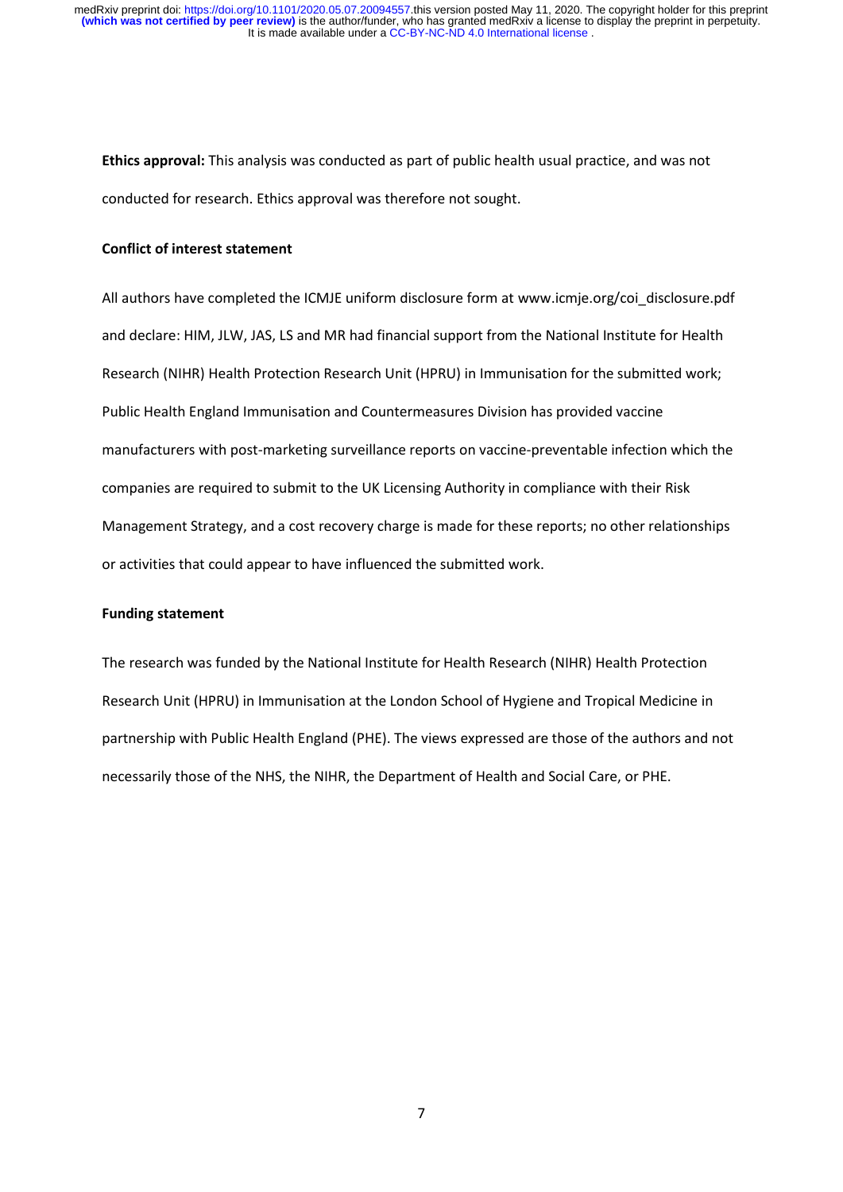**Ethics approval:** This analysis was conducted as part of public health usual practice, and was not conducted for research. Ethics approval was therefore not sought.

**Conflict of interest statement**

All authors have completed the ICMJE uniform disclosure form at www.icmje.org/coi_disclosure.pdf and declare: HIM, JLW, JAS, LS and MR had financial support from the National Institute for Health Research (NIHR) Health Protection Research Unit (HPRU) in Immunisation for the submitted work; Public Health England Immunisation and Countermeasures Division has provided vaccine manufacturers with post-marketing surveillance reports on vaccine-preventable infection which the companies are required to submit to the UK Licensing Authority in compliance with their Risk Management Strategy, and a cost recovery charge is made for these reports; no other relationships or activities that could appear to have influenced the submitted work.

**Funding statement**

The research was funded by the National Institute for Health Research (NIHR) Health Protection Research Unit (HPRU) in Immunisation at the London School of Hygiene and Tropical Medicine in partnership with Public Health England (PHE). The views expressed are those of the authors and not necessarily those of the NHS, the NIHR, the Department of Health and Social Care, or PHE.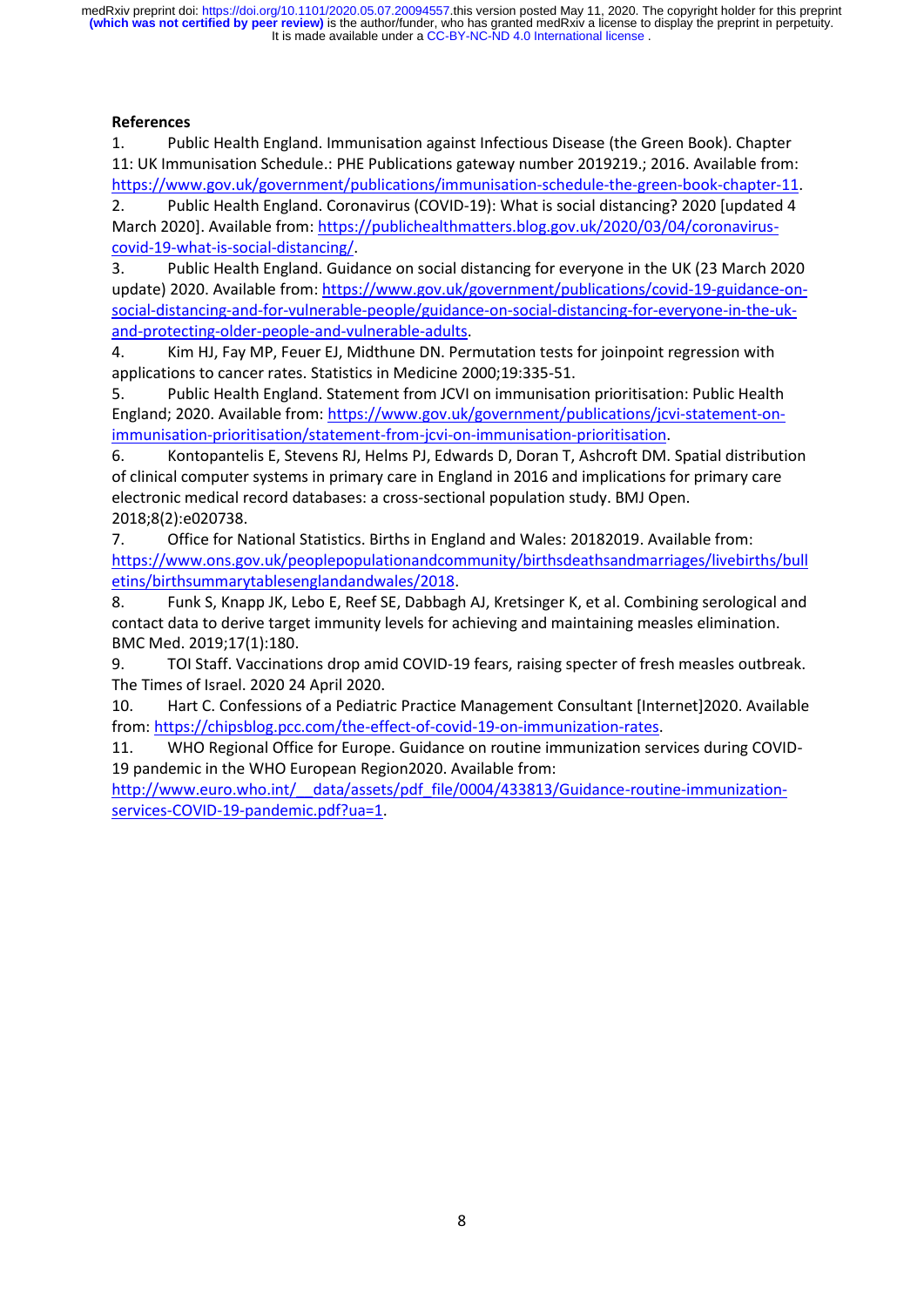**References**

1. Public Health England. Immunisation against Infectious Disease (the Green Book). Chapter 11: UK Immunisation Schedule.: PHE Publications gateway number 2019219.; 2016. Available from: https://www.gov.uk/government/publications/immunisation-schedule-the-green-book-chapter-11.
2. Public Health England. Coronavirus (COVID-19): What is social distancing? 2020 [updated 4 March 2020]. Available from: https://publichealthmatters.blog.gov.uk/2020/03/04/coronavirus-covid-19-what-is-social-distancing/.
3. Public Health England. Guidance on social distancing for everyone in the UK (23 March 2020 update) 2020. Available from: https://www.gov.uk/government/publications/covid-19-guidance-on-social-distancing-and-for-vulnerable-people/guidance-on-social-distancing-for-everyone-in-the-uk-and-protecting-older-people-and-vulnerable-adults.
4. Kim HJ, Fay MP, Feuer EJ, Midthune DN. Permutation tests for joinpoint regression with applications to cancer rates. Statistics in Medicine 2000;19:335-51.
5. Public Health England. Statement from JCVI on immunisation prioritisation: Public Health England; 2020. Available from: https://www.gov.uk/government/publications/jcvi-statement-on-immunisation-prioritisation/statement-from-jcvi-on-immunisation-prioritisation.
6. Kontopantelis E, Stevens RJ, Helms PJ, Edwards D, Doran T, Ashcroft DM. Spatial distribution of clinical computer systems in primary care in England in 2016 and implications for primary care electronic medical record databases: a cross-sectional population study. BMJ Open. 2018;8(2):e020738.
7. Office for National Statistics. Births in England and Wales: 20182019. Available from: https://www.ons.gov.uk/peoplepopulationandcommunity/birthsdeathsandmarriages/livebirths/bulletins/birthsummarytablesenglandandwales/2018.
8. Funk S, Knapp JK, Lebo E, Reef SE, Dabbagh AJ, Kretsinger K, et al. Combining serological and contact data to derive target immunity levels for achieving and maintaining measles elimination. BMC Med. 2019;17(1):180.
9. TOI Staff. Vaccinations drop amid COVID-19 fears, raising specter of fresh measles outbreak. The Times of Israel. 2020 24 April 2020.
10. Hart C. Confessions of a Pediatric Practice Management Consultant [Internet]2020. Available from: https://chipsblog.pcc.com/the-effect-of-covid-19-on-immunization-rates.
11. WHO Regional Office for Europe. Guidance on routine immunization services during COVID-19 pandemic in the WHO European Region2020. Available from: http://www.euro.who.int/__data/assets/pdf_file/0004/433813/Guidance-routine-immunization-services-COVID-19-pandemic.pdf?ua=1.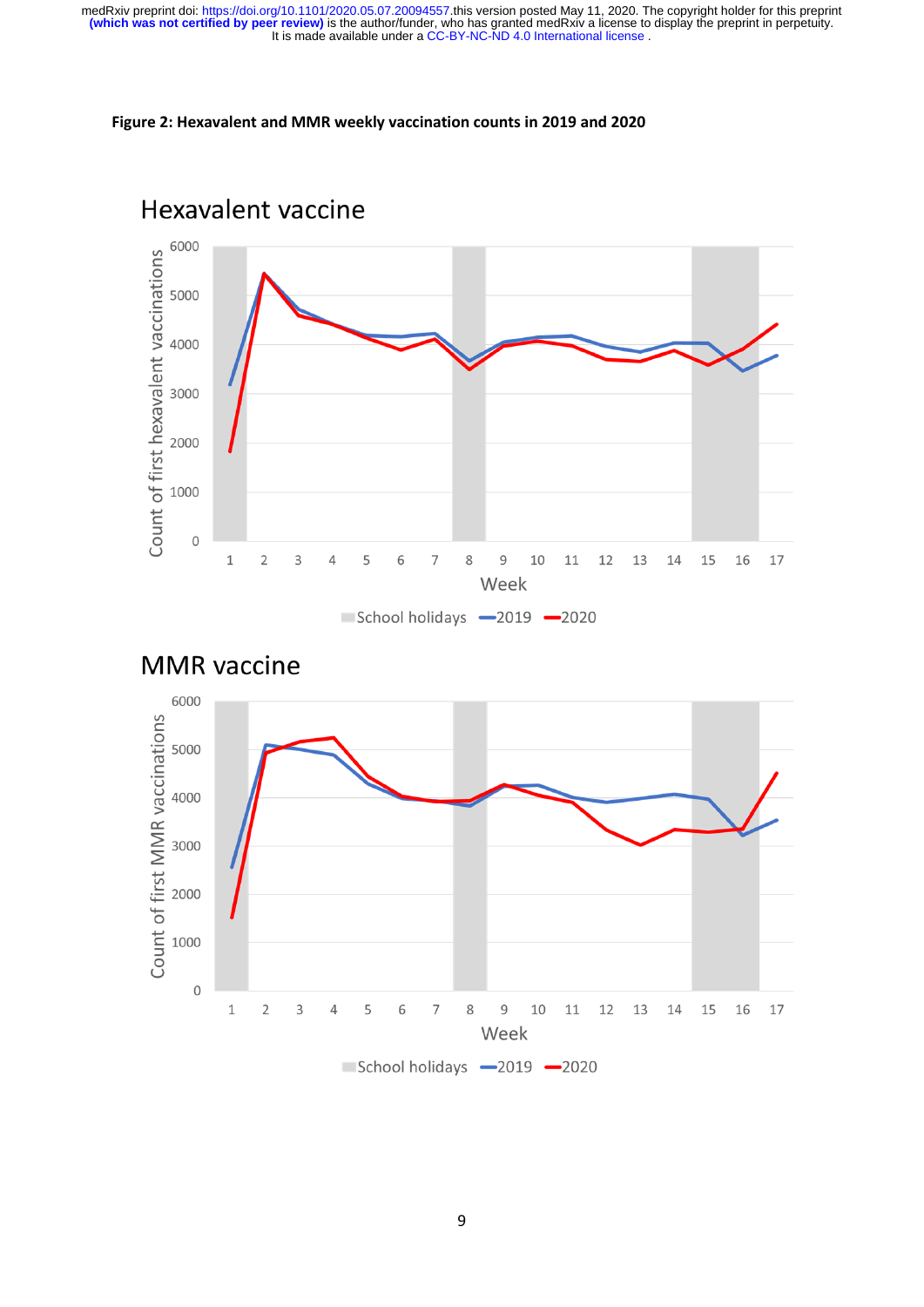**Figure 2: Hexavalent and MMR weekly vaccination counts in 2019 and 2020**

## Hexavalent vaccine

## MMR vaccine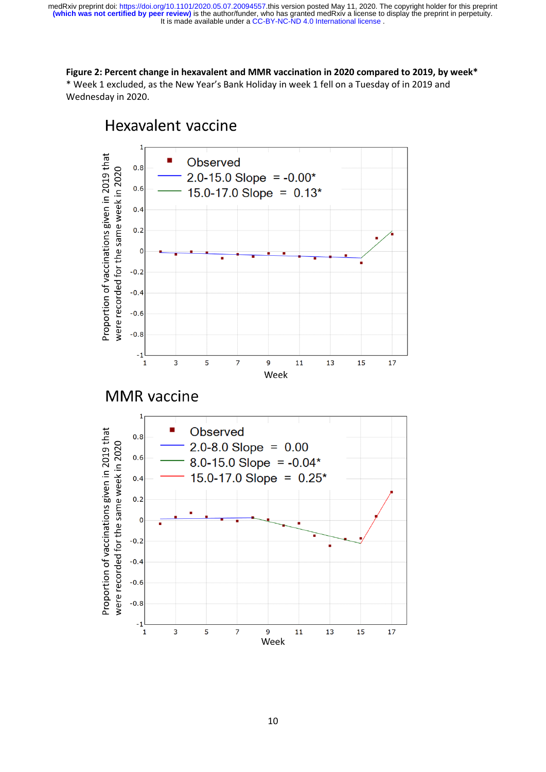**Figure 2: Percent change in hexavalent and MMR vaccination in 2020 compared to 2019, by week***

* Week 1 excluded, as the New Year's Bank Holiday in week 1 fell on a Tuesday of in 2019 and Wednesday in 2020.

Hexavalent vaccine

Observed
2.0-15.0 Slope = -0.00*
15.0-17.0 Slope = 0.13*

Proportion of vaccinations given in 2019 that were recorded for the same week in 2020

1
0.8
0.6
0.4
0.2
0
-0.2
-0.4
-0.6
-0.8
-1

1 3 5 7 9 11 13 15 17

Week

MMR vaccine

Observed
2.0-8.0 Slope = 0.00
8.0-15.0 Slope = -0.04*
15.0-17.0 Slope = 0.25*

Proportion of vaccinations given in 2019 that were recorded for the same week in 2020

1
0.8
0.6
0.4
0.2
0
-0.2
-0.4
-0.6
-0.8
-1

1 3 5 7 9 11 13 15 17

Week